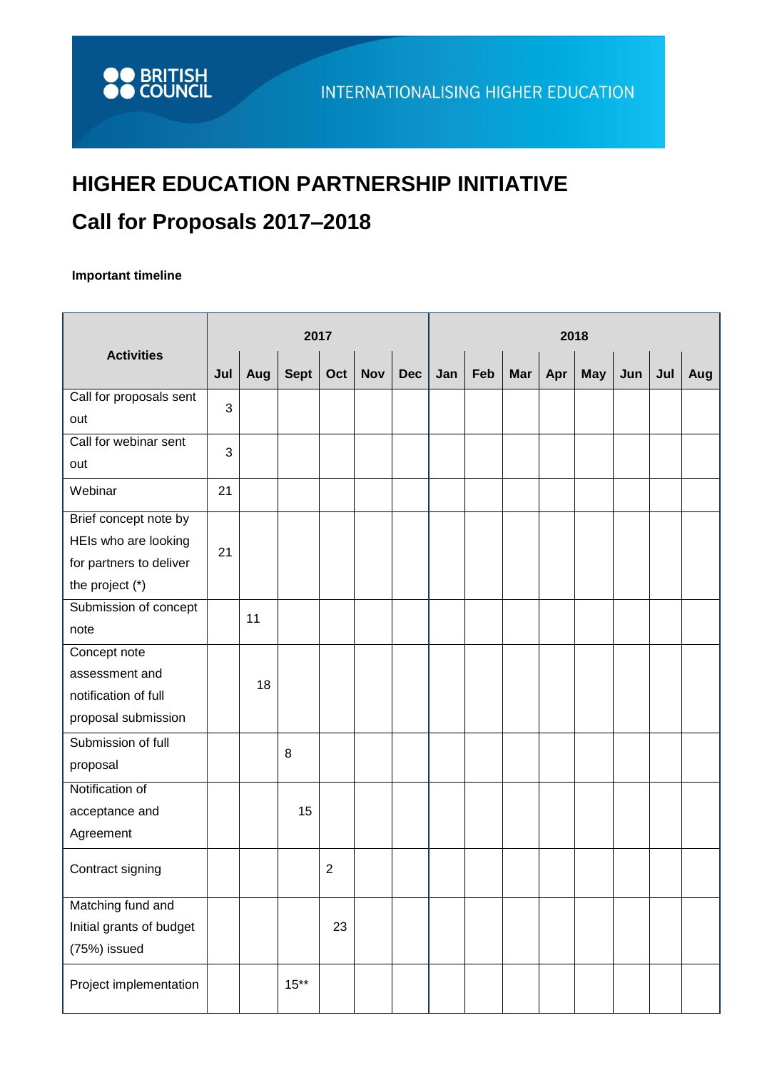BRITISH COUNCIL

INTERNATIONALISING HIGHER EDUCATION

# HIGHER EDUCATION PARTNERSHIP INITIATIVE

## Call for Proposals 2017–2018

**Important timeline**

| Activities | 2017 | | | | | | 2018 | | | | | | | |
|---|---|---|---|---|---|---|---|---|---|---|---|---|---|---|
| | Jul | Aug | Sept | Oct | Nov | Dec | Jan | Feb | Mar | Apr | May | Jun | Jul | Aug |
| Call for proposals sent out | 3 | | | | | | | | | | | | | |
| Call for webinar sent out | 3 | | | | | | | | | | | | | |
| Webinar | 21 | | | | | | | | | | | | | |
| Brief concept note by HEIs who are looking for partners to deliver the project (*) | 21 | | | | | | | | | | | | | |
| Submission of concept note | | 11 | | | | | | | | | | | | |
| Concept note assessment and notification of full proposal submission | | 18 | | | | | | | | | | | | |
| Submission of full proposal | | | 8 | | | | | | | | | | | |
| Notification of acceptance and Agreement | | | 15 | | | | | | | | | | | |
| Contract signing | | | | 2 | | | | | | | | | | |
| Matching fund and Initial grants of budget (75%) issued | | | | 23 | | | | | | | | | | |
| Project implementation | | | 15** | | | | | | | | | | | |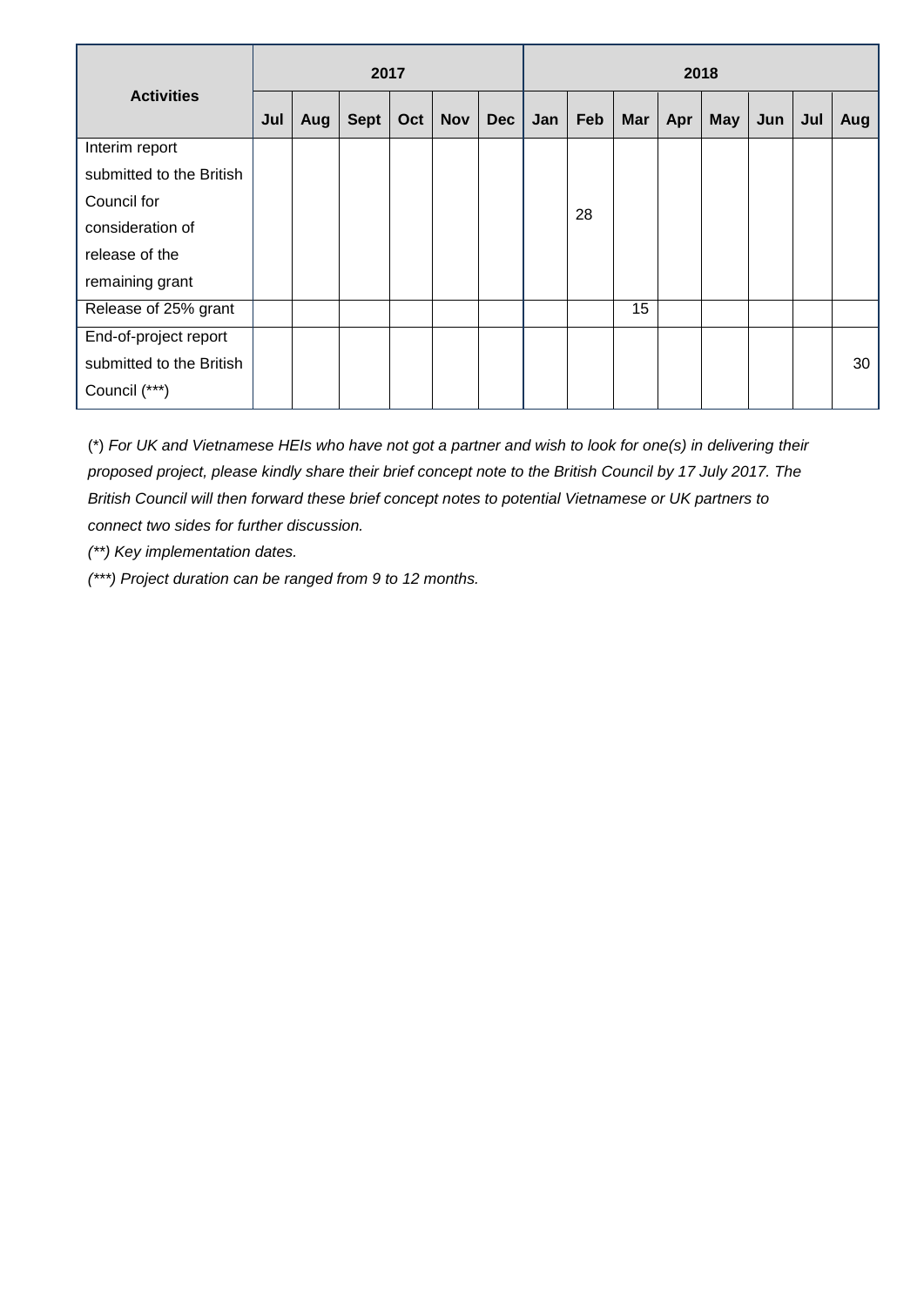| Activities | 2017 | | | | | | 2018 | | | | | | | |
|---|---|---|---|---|---|---|---|---|---|---|---|---|---|---|
| | Jul | Aug | Sept | Oct | Nov | Dec | Jan | Feb | Mar | Apr | May | Jun | Jul | Aug |
| Interim report submitted to the British Council for consideration of release of the remaining grant | | | | | | | | 28 | | | | | | |
| Release of 25% grant | | | | | | | | | 15 | | | | | |
| End-of-project report submitted to the British Council (***) | | | | | | | | | | | | | | 30 |

(*) *For UK and Vietnamese HEIs who have not got a partner and wish to look for one(s) in delivering their proposed project, please kindly share their brief concept note to the British Council by 17 July 2017. The British Council will then forward these brief concept notes to potential Vietnamese or UK partners to connect two sides for further discussion.*

*(**) Key implementation dates.*

*(***) Project duration can be ranged from 9 to 12 months.*